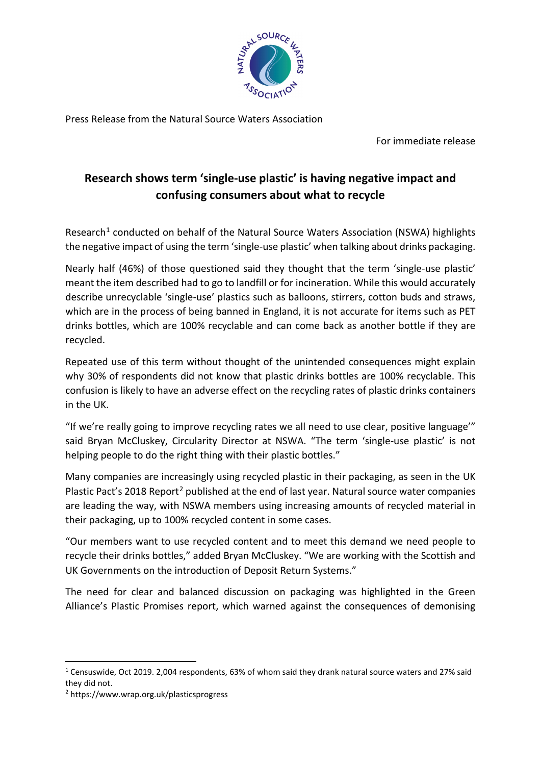Press Release from the Natural Source Waters Association

For immediate release

# Research shows term 'single-use plastic' is having negative impact and confusing consumers about what to recycle

Research[1] conducted on behalf of the Natural Source Waters Association (NSWA) highlights the negative impact of using the term 'single-use plastic' when talking about drinks packaging.

Nearly half (46%) of those questioned said they thought that the term 'single-use plastic' meant the item described had to go to landfill or for incineration. While this would accurately describe unrecyclable 'single-use' plastics such as balloons, stirrers, cotton buds and straws, which are in the process of being banned in England, it is not accurate for items such as PET drinks bottles, which are 100% recyclable and can come back as another bottle if they are recycled.

Repeated use of this term without thought of the unintended consequences might explain why 30% of respondents did not know that plastic drinks bottles are 100% recyclable. This confusion is likely to have an adverse effect on the recycling rates of plastic drinks containers in the UK.

"If we're really going to improve recycling rates we all need to use clear, positive language'" said Bryan McCluskey, Circularity Director at NSWA. "The term 'single-use plastic' is not helping people to do the right thing with their plastic bottles."

Many companies are increasingly using recycled plastic in their packaging, as seen in the UK Plastic Pact's 2018 Report[2] published at the end of last year. Natural source water companies are leading the way, with NSWA members using increasing amounts of recycled material in their packaging, up to 100% recycled content in some cases.

"Our members want to use recycled content and to meet this demand we need people to recycle their drinks bottles," added Bryan McCluskey. "We are working with the Scottish and UK Governments on the introduction of Deposit Return Systems."

The need for clear and balanced discussion on packaging was highlighted in the Green Alliance's Plastic Promises report, which warned against the consequences of demonising

---

[1] Censuswide, Oct 2019. 2,004 respondents, 63% of whom said they drank natural source waters and 27% said they did not.

[2] https://www.wrap.org.uk/plasticsprogress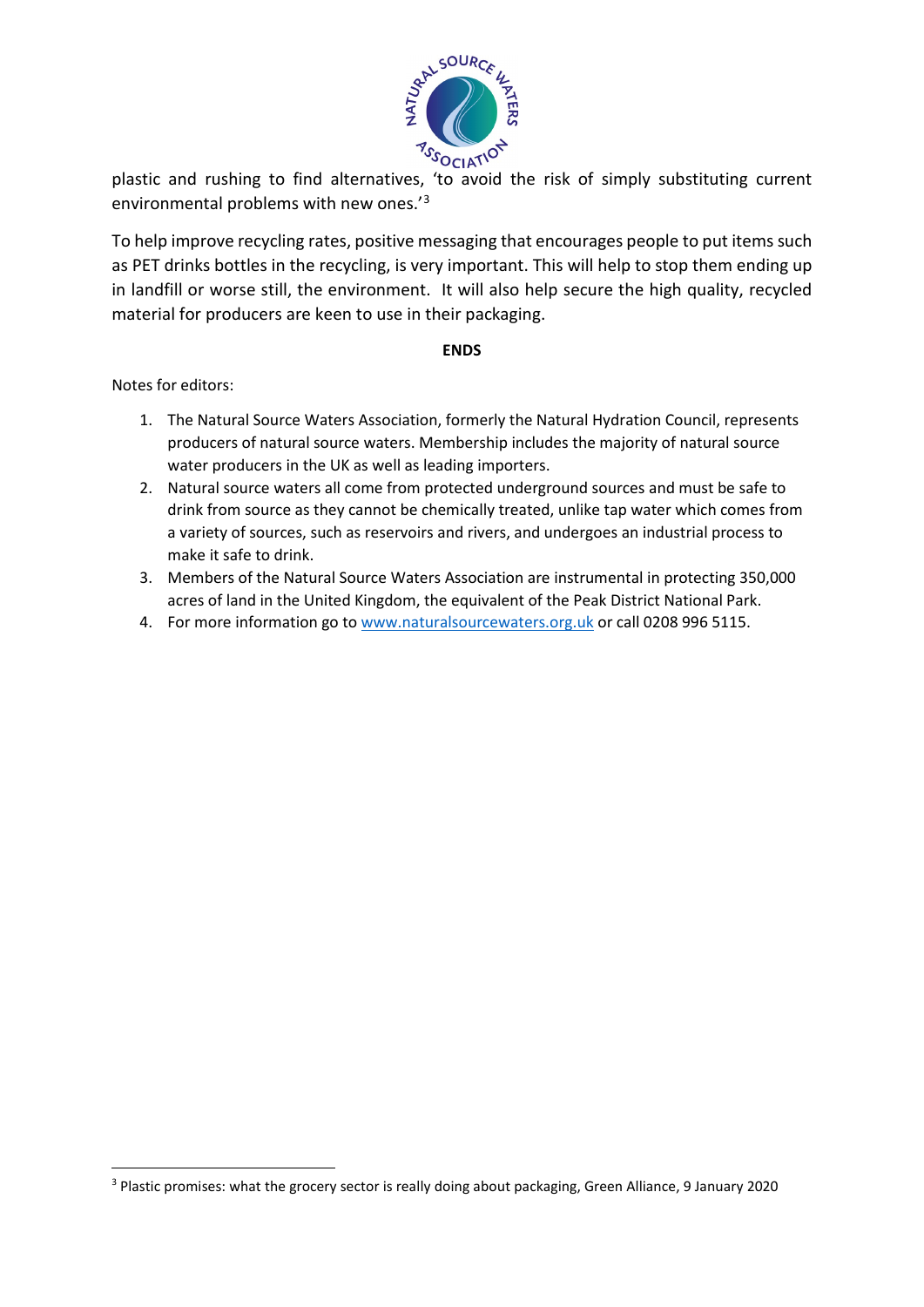plastic and rushing to find alternatives, 'to avoid the risk of simply substituting current environmental problems with new ones.'[3]

To help improve recycling rates, positive messaging that encourages people to put items such as PET drinks bottles in the recycling, is very important. This will help to stop them ending up in landfill or worse still, the environment. It will also help secure the high quality, recycled material for producers are keen to use in their packaging.

**ENDS**

Notes for editors:

1. The Natural Source Waters Association, formerly the Natural Hydration Council, represents producers of natural source waters. Membership includes the majority of natural source water producers in the UK as well as leading importers.
2. Natural source waters all come from protected underground sources and must be safe to drink from source as they cannot be chemically treated, unlike tap water which comes from a variety of sources, such as reservoirs and rivers, and undergoes an industrial process to make it safe to drink.
3. Members of the Natural Source Waters Association are instrumental in protecting 350,000 acres of land in the United Kingdom, the equivalent of the Peak District National Park.
4. For more information go to www.naturalsourcewaters.org.uk or call 0208 996 5115.

[3] Plastic promises: what the grocery sector is really doing about packaging, Green Alliance, 9 January 2020